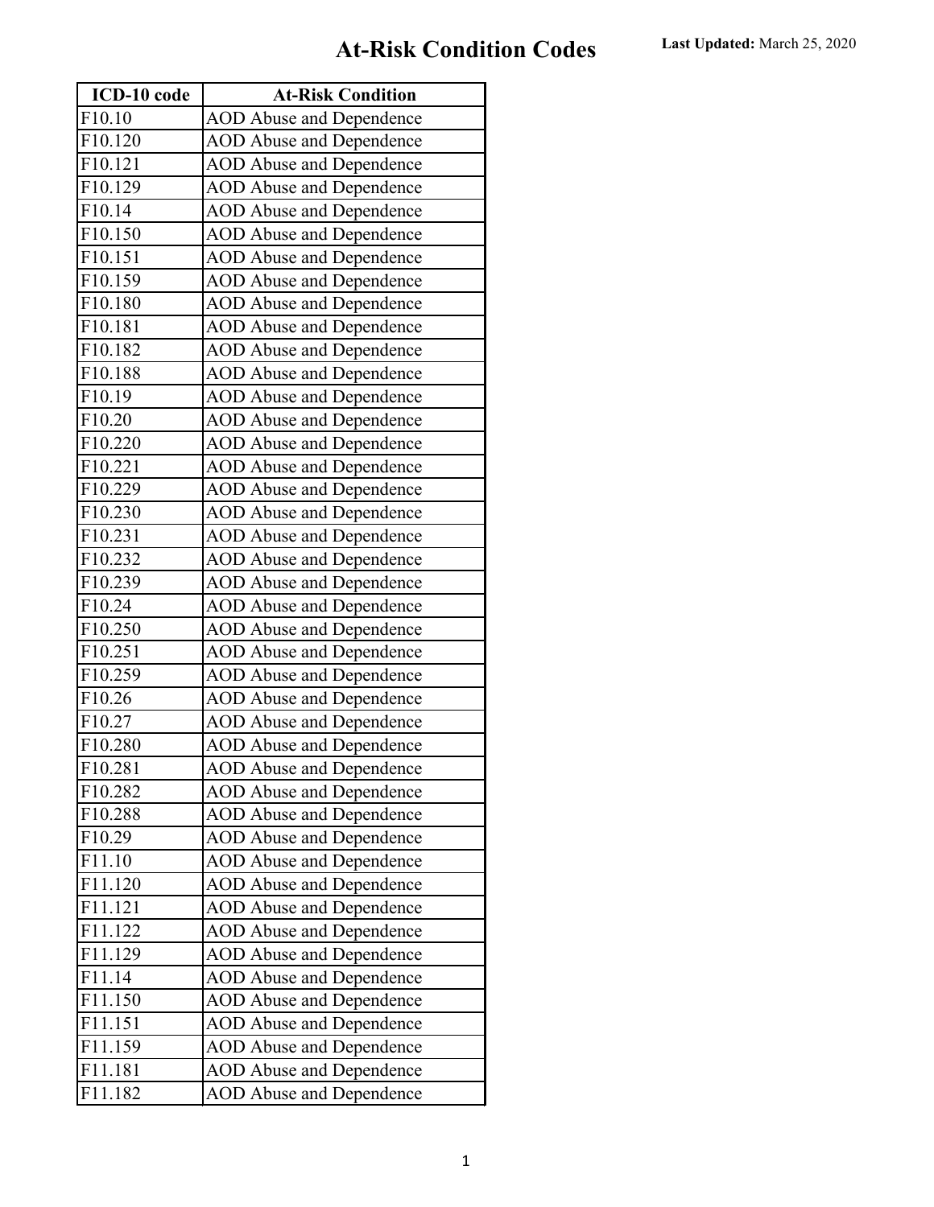# At-Risk Condition Codes

**Last Updated:** March 25, 2020

| ICD-10 code | At-Risk Condition |
|---|---|
| F10.10 | AOD Abuse and Dependence |
| F10.120 | AOD Abuse and Dependence |
| F10.121 | AOD Abuse and Dependence |
| F10.129 | AOD Abuse and Dependence |
| F10.14 | AOD Abuse and Dependence |
| F10.150 | AOD Abuse and Dependence |
| F10.151 | AOD Abuse and Dependence |
| F10.159 | AOD Abuse and Dependence |
| F10.180 | AOD Abuse and Dependence |
| F10.181 | AOD Abuse and Dependence |
| F10.182 | AOD Abuse and Dependence |
| F10.188 | AOD Abuse and Dependence |
| F10.19 | AOD Abuse and Dependence |
| F10.20 | AOD Abuse and Dependence |
| F10.220 | AOD Abuse and Dependence |
| F10.221 | AOD Abuse and Dependence |
| F10.229 | AOD Abuse and Dependence |
| F10.230 | AOD Abuse and Dependence |
| F10.231 | AOD Abuse and Dependence |
| F10.232 | AOD Abuse and Dependence |
| F10.239 | AOD Abuse and Dependence |
| F10.24 | AOD Abuse and Dependence |
| F10.250 | AOD Abuse and Dependence |
| F10.251 | AOD Abuse and Dependence |
| F10.259 | AOD Abuse and Dependence |
| F10.26 | AOD Abuse and Dependence |
| F10.27 | AOD Abuse and Dependence |
| F10.280 | AOD Abuse and Dependence |
| F10.281 | AOD Abuse and Dependence |
| F10.282 | AOD Abuse and Dependence |
| F10.288 | AOD Abuse and Dependence |
| F10.29 | AOD Abuse and Dependence |
| F11.10 | AOD Abuse and Dependence |
| F11.120 | AOD Abuse and Dependence |
| F11.121 | AOD Abuse and Dependence |
| F11.122 | AOD Abuse and Dependence |
| F11.129 | AOD Abuse and Dependence |
| F11.14 | AOD Abuse and Dependence |
| F11.150 | AOD Abuse and Dependence |
| F11.151 | AOD Abuse and Dependence |
| F11.159 | AOD Abuse and Dependence |
| F11.181 | AOD Abuse and Dependence |
| F11.182 | AOD Abuse and Dependence |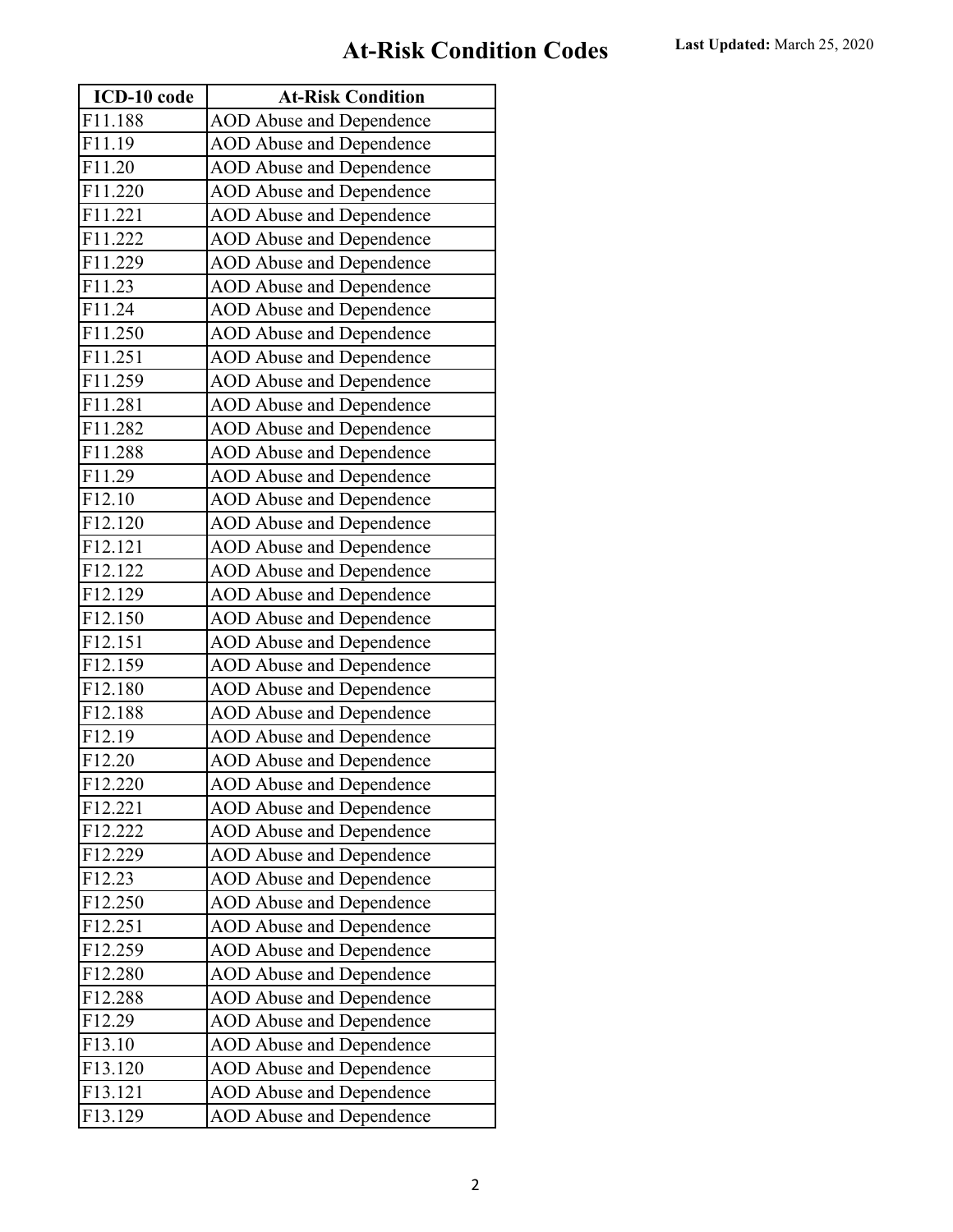# At-Risk Condition Codes

**Last Updated:** March 25, 2020

| ICD-10 code | At-Risk Condition |
|---|---|
| F11.188 | AOD Abuse and Dependence |
| F11.19 | AOD Abuse and Dependence |
| F11.20 | AOD Abuse and Dependence |
| F11.220 | AOD Abuse and Dependence |
| F11.221 | AOD Abuse and Dependence |
| F11.222 | AOD Abuse and Dependence |
| F11.229 | AOD Abuse and Dependence |
| F11.23 | AOD Abuse and Dependence |
| F11.24 | AOD Abuse and Dependence |
| F11.250 | AOD Abuse and Dependence |
| F11.251 | AOD Abuse and Dependence |
| F11.259 | AOD Abuse and Dependence |
| F11.281 | AOD Abuse and Dependence |
| F11.282 | AOD Abuse and Dependence |
| F11.288 | AOD Abuse and Dependence |
| F11.29 | AOD Abuse and Dependence |
| F12.10 | AOD Abuse and Dependence |
| F12.120 | AOD Abuse and Dependence |
| F12.121 | AOD Abuse and Dependence |
| F12.122 | AOD Abuse and Dependence |
| F12.129 | AOD Abuse and Dependence |
| F12.150 | AOD Abuse and Dependence |
| F12.151 | AOD Abuse and Dependence |
| F12.159 | AOD Abuse and Dependence |
| F12.180 | AOD Abuse and Dependence |
| F12.188 | AOD Abuse and Dependence |
| F12.19 | AOD Abuse and Dependence |
| F12.20 | AOD Abuse and Dependence |
| F12.220 | AOD Abuse and Dependence |
| F12.221 | AOD Abuse and Dependence |
| F12.222 | AOD Abuse and Dependence |
| F12.229 | AOD Abuse and Dependence |
| F12.23 | AOD Abuse and Dependence |
| F12.250 | AOD Abuse and Dependence |
| F12.251 | AOD Abuse and Dependence |
| F12.259 | AOD Abuse and Dependence |
| F12.280 | AOD Abuse and Dependence |
| F12.288 | AOD Abuse and Dependence |
| F12.29 | AOD Abuse and Dependence |
| F13.10 | AOD Abuse and Dependence |
| F13.120 | AOD Abuse and Dependence |
| F13.121 | AOD Abuse and Dependence |
| F13.129 | AOD Abuse and Dependence |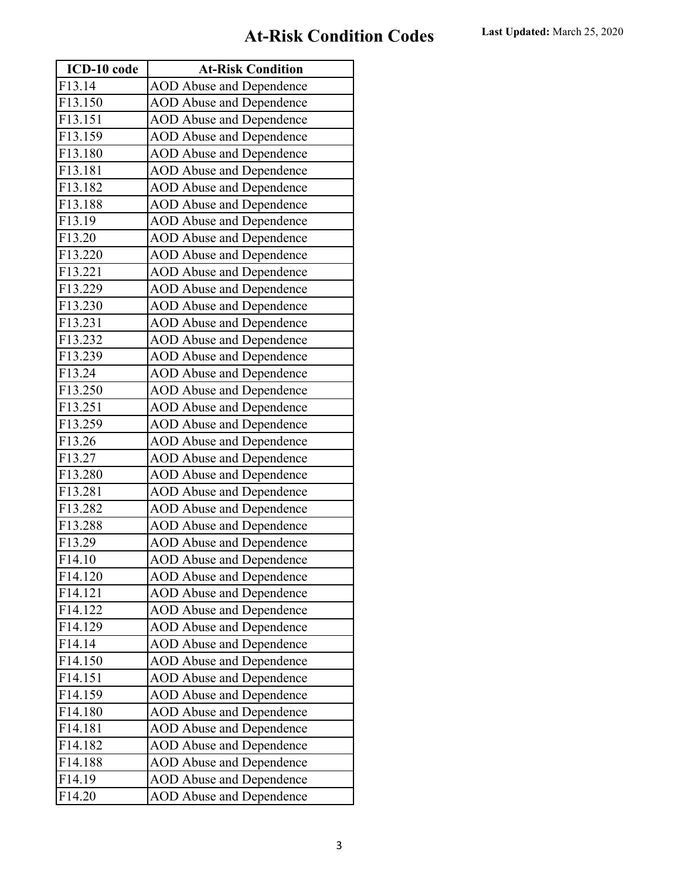# At-Risk Condition Codes

**Last Updated:** March 25, 2020

| ICD-10 code | At-Risk Condition |
|---|---|
| F13.14 | AOD Abuse and Dependence |
| F13.150 | AOD Abuse and Dependence |
| F13.151 | AOD Abuse and Dependence |
| F13.159 | AOD Abuse and Dependence |
| F13.180 | AOD Abuse and Dependence |
| F13.181 | AOD Abuse and Dependence |
| F13.182 | AOD Abuse and Dependence |
| F13.188 | AOD Abuse and Dependence |
| F13.19 | AOD Abuse and Dependence |
| F13.20 | AOD Abuse and Dependence |
| F13.220 | AOD Abuse and Dependence |
| F13.221 | AOD Abuse and Dependence |
| F13.229 | AOD Abuse and Dependence |
| F13.230 | AOD Abuse and Dependence |
| F13.231 | AOD Abuse and Dependence |
| F13.232 | AOD Abuse and Dependence |
| F13.239 | AOD Abuse and Dependence |
| F13.24 | AOD Abuse and Dependence |
| F13.250 | AOD Abuse and Dependence |
| F13.251 | AOD Abuse and Dependence |
| F13.259 | AOD Abuse and Dependence |
| F13.26 | AOD Abuse and Dependence |
| F13.27 | AOD Abuse and Dependence |
| F13.280 | AOD Abuse and Dependence |
| F13.281 | AOD Abuse and Dependence |
| F13.282 | AOD Abuse and Dependence |
| F13.288 | AOD Abuse and Dependence |
| F13.29 | AOD Abuse and Dependence |
| F14.10 | AOD Abuse and Dependence |
| F14.120 | AOD Abuse and Dependence |
| F14.121 | AOD Abuse and Dependence |
| F14.122 | AOD Abuse and Dependence |
| F14.129 | AOD Abuse and Dependence |
| F14.14 | AOD Abuse and Dependence |
| F14.150 | AOD Abuse and Dependence |
| F14.151 | AOD Abuse and Dependence |
| F14.159 | AOD Abuse and Dependence |
| F14.180 | AOD Abuse and Dependence |
| F14.181 | AOD Abuse and Dependence |
| F14.182 | AOD Abuse and Dependence |
| F14.188 | AOD Abuse and Dependence |
| F14.19 | AOD Abuse and Dependence |
| F14.20 | AOD Abuse and Dependence |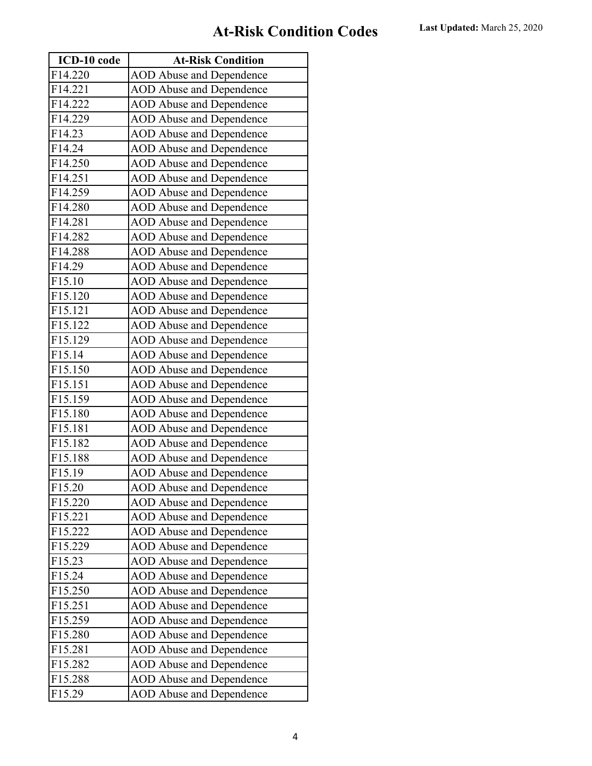# At-Risk Condition Codes

**Last Updated:** March 25, 2020

| ICD-10 code | At-Risk Condition |
|---|---|
| F14.220 | AOD Abuse and Dependence |
| F14.221 | AOD Abuse and Dependence |
| F14.222 | AOD Abuse and Dependence |
| F14.229 | AOD Abuse and Dependence |
| F14.23 | AOD Abuse and Dependence |
| F14.24 | AOD Abuse and Dependence |
| F14.250 | AOD Abuse and Dependence |
| F14.251 | AOD Abuse and Dependence |
| F14.259 | AOD Abuse and Dependence |
| F14.280 | AOD Abuse and Dependence |
| F14.281 | AOD Abuse and Dependence |
| F14.282 | AOD Abuse and Dependence |
| F14.288 | AOD Abuse and Dependence |
| F14.29 | AOD Abuse and Dependence |
| F15.10 | AOD Abuse and Dependence |
| F15.120 | AOD Abuse and Dependence |
| F15.121 | AOD Abuse and Dependence |
| F15.122 | AOD Abuse and Dependence |
| F15.129 | AOD Abuse and Dependence |
| F15.14 | AOD Abuse and Dependence |
| F15.150 | AOD Abuse and Dependence |
| F15.151 | AOD Abuse and Dependence |
| F15.159 | AOD Abuse and Dependence |
| F15.180 | AOD Abuse and Dependence |
| F15.181 | AOD Abuse and Dependence |
| F15.182 | AOD Abuse and Dependence |
| F15.188 | AOD Abuse and Dependence |
| F15.19 | AOD Abuse and Dependence |
| F15.20 | AOD Abuse and Dependence |
| F15.220 | AOD Abuse and Dependence |
| F15.221 | AOD Abuse and Dependence |
| F15.222 | AOD Abuse and Dependence |
| F15.229 | AOD Abuse and Dependence |
| F15.23 | AOD Abuse and Dependence |
| F15.24 | AOD Abuse and Dependence |
| F15.250 | AOD Abuse and Dependence |
| F15.251 | AOD Abuse and Dependence |
| F15.259 | AOD Abuse and Dependence |
| F15.280 | AOD Abuse and Dependence |
| F15.281 | AOD Abuse and Dependence |
| F15.282 | AOD Abuse and Dependence |
| F15.288 | AOD Abuse and Dependence |
| F15.29 | AOD Abuse and Dependence |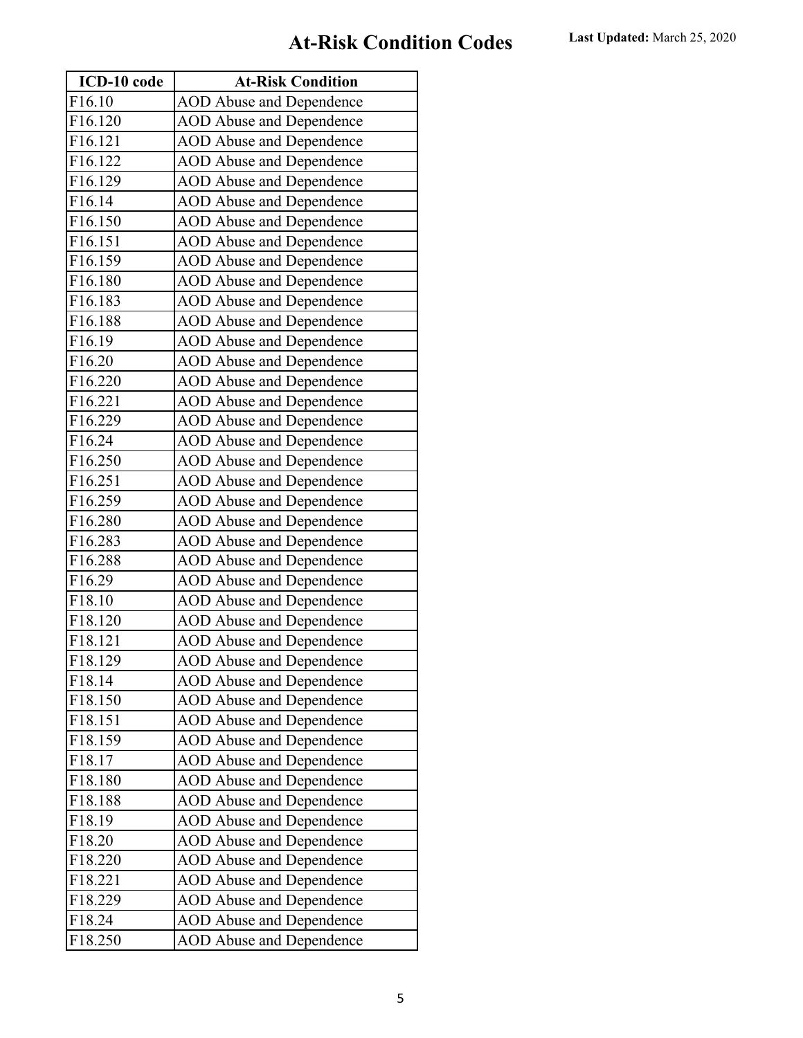# At-Risk Condition Codes

**Last Updated:** March 25, 2020

| ICD-10 code | At-Risk Condition |
|---|---|
| F16.10 | AOD Abuse and Dependence |
| F16.120 | AOD Abuse and Dependence |
| F16.121 | AOD Abuse and Dependence |
| F16.122 | AOD Abuse and Dependence |
| F16.129 | AOD Abuse and Dependence |
| F16.14 | AOD Abuse and Dependence |
| F16.150 | AOD Abuse and Dependence |
| F16.151 | AOD Abuse and Dependence |
| F16.159 | AOD Abuse and Dependence |
| F16.180 | AOD Abuse and Dependence |
| F16.183 | AOD Abuse and Dependence |
| F16.188 | AOD Abuse and Dependence |
| F16.19 | AOD Abuse and Dependence |
| F16.20 | AOD Abuse and Dependence |
| F16.220 | AOD Abuse and Dependence |
| F16.221 | AOD Abuse and Dependence |
| F16.229 | AOD Abuse and Dependence |
| F16.24 | AOD Abuse and Dependence |
| F16.250 | AOD Abuse and Dependence |
| F16.251 | AOD Abuse and Dependence |
| F16.259 | AOD Abuse and Dependence |
| F16.280 | AOD Abuse and Dependence |
| F16.283 | AOD Abuse and Dependence |
| F16.288 | AOD Abuse and Dependence |
| F16.29 | AOD Abuse and Dependence |
| F18.10 | AOD Abuse and Dependence |
| F18.120 | AOD Abuse and Dependence |
| F18.121 | AOD Abuse and Dependence |
| F18.129 | AOD Abuse and Dependence |
| F18.14 | AOD Abuse and Dependence |
| F18.150 | AOD Abuse and Dependence |
| F18.151 | AOD Abuse and Dependence |
| F18.159 | AOD Abuse and Dependence |
| F18.17 | AOD Abuse and Dependence |
| F18.180 | AOD Abuse and Dependence |
| F18.188 | AOD Abuse and Dependence |
| F18.19 | AOD Abuse and Dependence |
| F18.20 | AOD Abuse and Dependence |
| F18.220 | AOD Abuse and Dependence |
| F18.221 | AOD Abuse and Dependence |
| F18.229 | AOD Abuse and Dependence |
| F18.24 | AOD Abuse and Dependence |
| F18.250 | AOD Abuse and Dependence |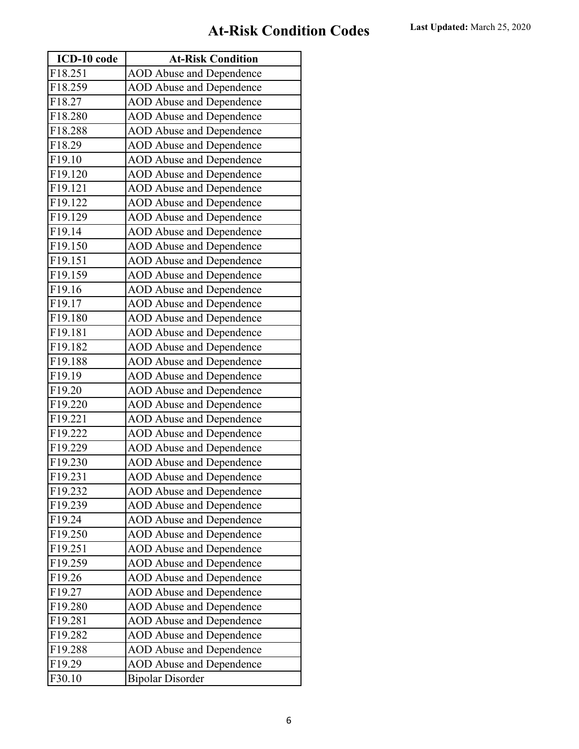# At-Risk Condition Codes

**Last Updated:** March 25, 2020

| ICD-10 code | At-Risk Condition |
|---|---|
| F18.251 | AOD Abuse and Dependence |
| F18.259 | AOD Abuse and Dependence |
| F18.27 | AOD Abuse and Dependence |
| F18.280 | AOD Abuse and Dependence |
| F18.288 | AOD Abuse and Dependence |
| F18.29 | AOD Abuse and Dependence |
| F19.10 | AOD Abuse and Dependence |
| F19.120 | AOD Abuse and Dependence |
| F19.121 | AOD Abuse and Dependence |
| F19.122 | AOD Abuse and Dependence |
| F19.129 | AOD Abuse and Dependence |
| F19.14 | AOD Abuse and Dependence |
| F19.150 | AOD Abuse and Dependence |
| F19.151 | AOD Abuse and Dependence |
| F19.159 | AOD Abuse and Dependence |
| F19.16 | AOD Abuse and Dependence |
| F19.17 | AOD Abuse and Dependence |
| F19.180 | AOD Abuse and Dependence |
| F19.181 | AOD Abuse and Dependence |
| F19.182 | AOD Abuse and Dependence |
| F19.188 | AOD Abuse and Dependence |
| F19.19 | AOD Abuse and Dependence |
| F19.20 | AOD Abuse and Dependence |
| F19.220 | AOD Abuse and Dependence |
| F19.221 | AOD Abuse and Dependence |
| F19.222 | AOD Abuse and Dependence |
| F19.229 | AOD Abuse and Dependence |
| F19.230 | AOD Abuse and Dependence |
| F19.231 | AOD Abuse and Dependence |
| F19.232 | AOD Abuse and Dependence |
| F19.239 | AOD Abuse and Dependence |
| F19.24 | AOD Abuse and Dependence |
| F19.250 | AOD Abuse and Dependence |
| F19.251 | AOD Abuse and Dependence |
| F19.259 | AOD Abuse and Dependence |
| F19.26 | AOD Abuse and Dependence |
| F19.27 | AOD Abuse and Dependence |
| F19.280 | AOD Abuse and Dependence |
| F19.281 | AOD Abuse and Dependence |
| F19.282 | AOD Abuse and Dependence |
| F19.288 | AOD Abuse and Dependence |
| F19.29 | AOD Abuse and Dependence |
| F30.10 | Bipolar Disorder |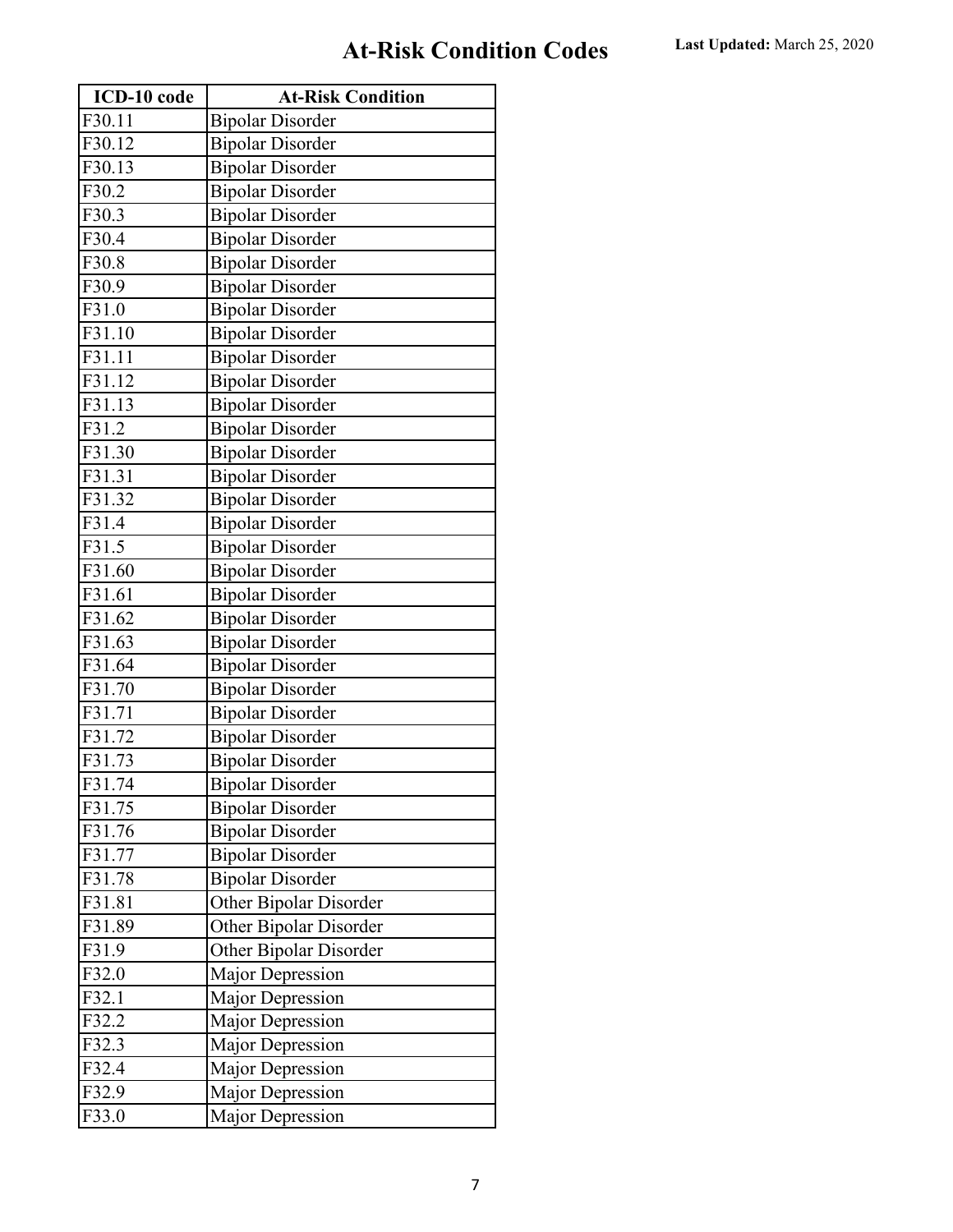# At-Risk Condition Codes

**Last Updated:** March 25, 2020

| ICD-10 code | At-Risk Condition |
|---|---|
| F30.11 | Bipolar Disorder |
| F30.12 | Bipolar Disorder |
| F30.13 | Bipolar Disorder |
| F30.2 | Bipolar Disorder |
| F30.3 | Bipolar Disorder |
| F30.4 | Bipolar Disorder |
| F30.8 | Bipolar Disorder |
| F30.9 | Bipolar Disorder |
| F31.0 | Bipolar Disorder |
| F31.10 | Bipolar Disorder |
| F31.11 | Bipolar Disorder |
| F31.12 | Bipolar Disorder |
| F31.13 | Bipolar Disorder |
| F31.2 | Bipolar Disorder |
| F31.30 | Bipolar Disorder |
| F31.31 | Bipolar Disorder |
| F31.32 | Bipolar Disorder |
| F31.4 | Bipolar Disorder |
| F31.5 | Bipolar Disorder |
| F31.60 | Bipolar Disorder |
| F31.61 | Bipolar Disorder |
| F31.62 | Bipolar Disorder |
| F31.63 | Bipolar Disorder |
| F31.64 | Bipolar Disorder |
| F31.70 | Bipolar Disorder |
| F31.71 | Bipolar Disorder |
| F31.72 | Bipolar Disorder |
| F31.73 | Bipolar Disorder |
| F31.74 | Bipolar Disorder |
| F31.75 | Bipolar Disorder |
| F31.76 | Bipolar Disorder |
| F31.77 | Bipolar Disorder |
| F31.78 | Bipolar Disorder |
| F31.81 | Other Bipolar Disorder |
| F31.89 | Other Bipolar Disorder |
| F31.9 | Other Bipolar Disorder |
| F32.0 | Major Depression |
| F32.1 | Major Depression |
| F32.2 | Major Depression |
| F32.3 | Major Depression |
| F32.4 | Major Depression |
| F32.9 | Major Depression |
| F33.0 | Major Depression |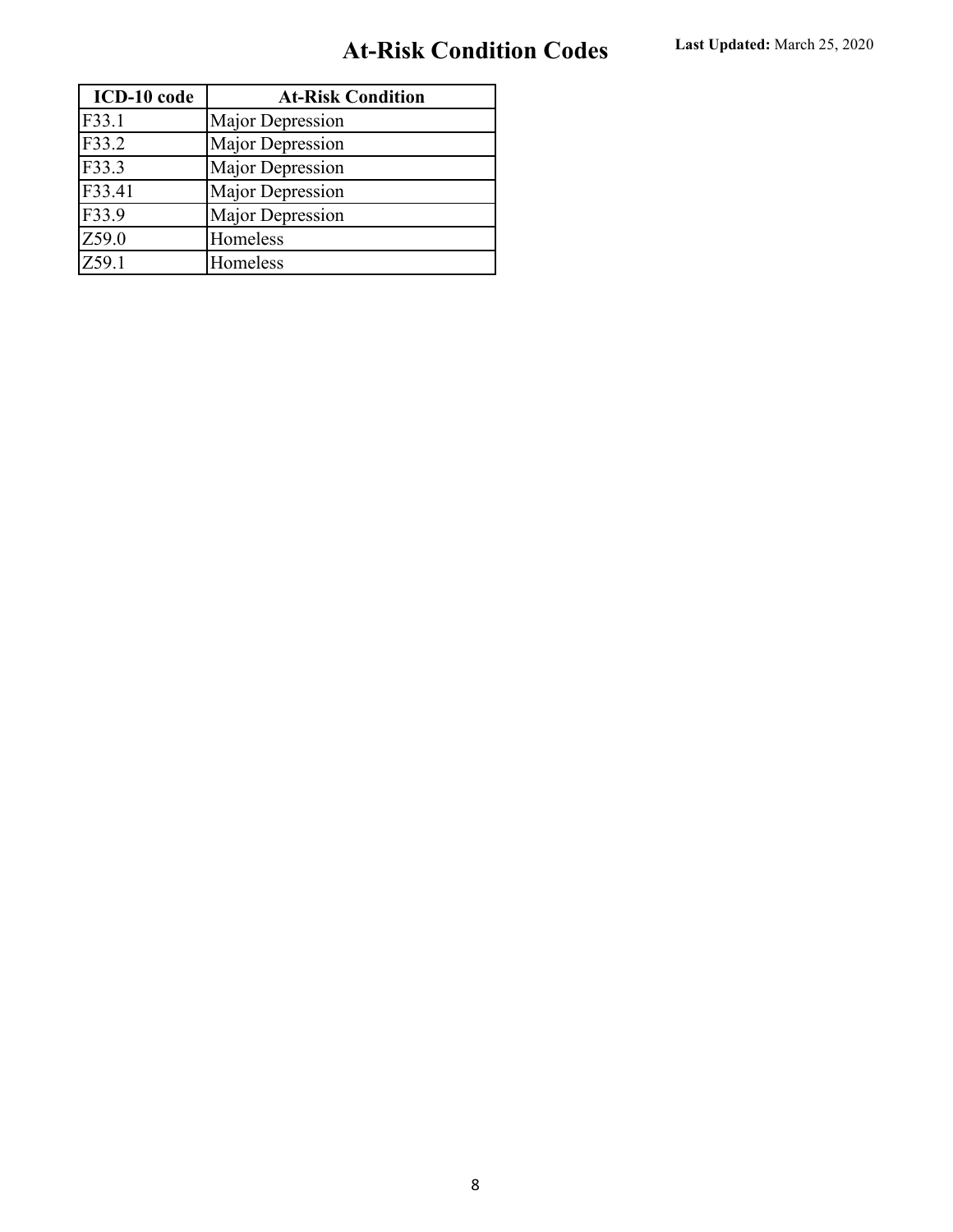# At-Risk Condition Codes

**Last Updated:** March 25, 2020

| ICD-10 code | At-Risk Condition |
| --- | --- |
| F33.1 | Major Depression |
| F33.2 | Major Depression |
| F33.3 | Major Depression |
| F33.41 | Major Depression |
| F33.9 | Major Depression |
| Z59.0 | Homeless |
| Z59.1 | Homeless |